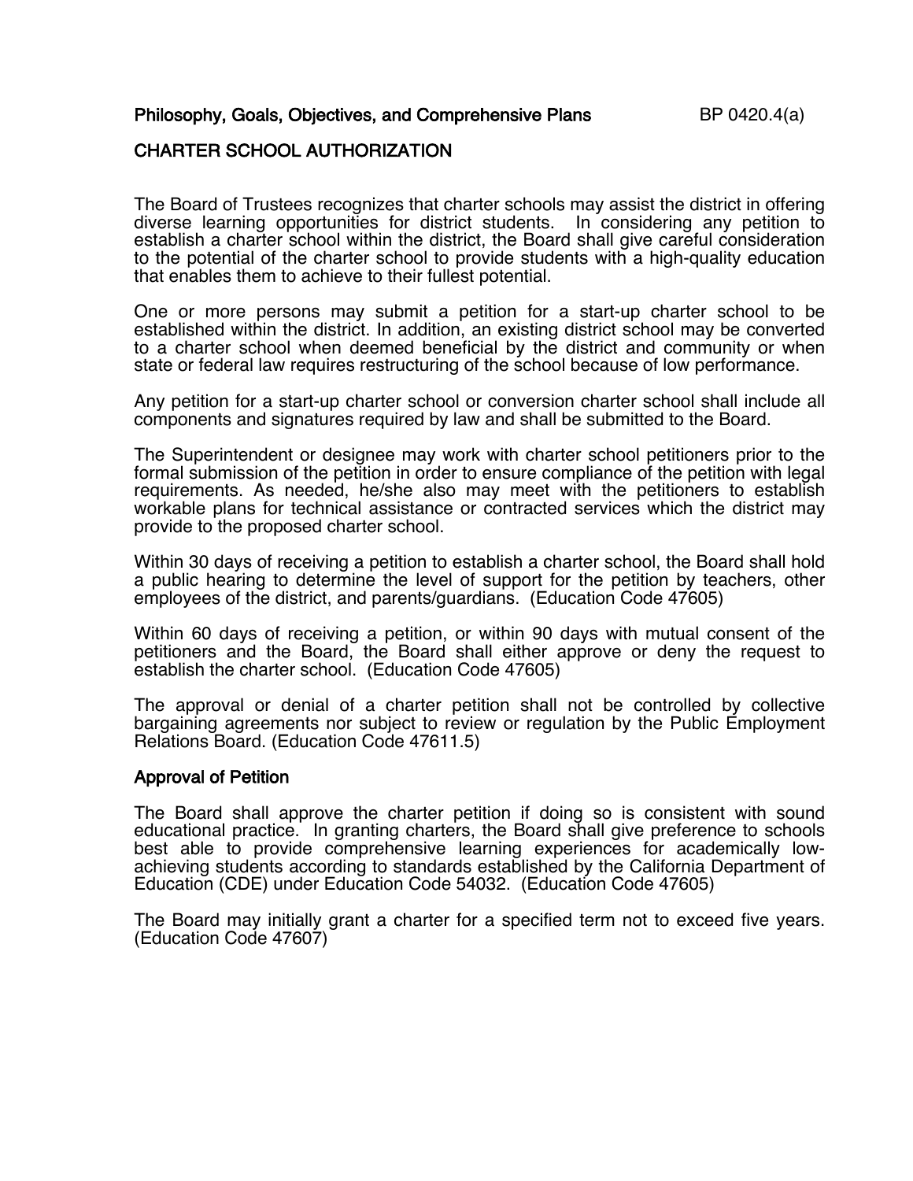**Philosophy, Goals, Objectives, and Comprehensive Plans** BP 0420.4(a)

# CHARTER SCHOOL AUTHORIZATION

The Board of Trustees recognizes that charter schools may assist the district in offering diverse learning opportunities for district students. In considering any petition to establish a charter school within the district, the Board shall give careful consideration to the potential of the charter school to provide students with a high-quality education that enables them to achieve to their fullest potential.

One or more persons may submit a petition for a start-up charter school to be established within the district. In addition, an existing district school may be converted to a charter school when deemed beneficial by the district and community or when state or federal law requires restructuring of the school because of low performance.

Any petition for a start-up charter school or conversion charter school shall include all components and signatures required by law and shall be submitted to the Board.

The Superintendent or designee may work with charter school petitioners prior to the formal submission of the petition in order to ensure compliance of the petition with legal requirements. As needed, he/she also may meet with the petitioners to establish workable plans for technical assistance or contracted services which the district may provide to the proposed charter school.

Within 30 days of receiving a petition to establish a charter school, the Board shall hold a public hearing to determine the level of support for the petition by teachers, other employees of the district, and parents/guardians. (Education Code 47605)

Within 60 days of receiving a petition, or within 90 days with mutual consent of the petitioners and the Board, the Board shall either approve or deny the request to establish the charter school. (Education Code 47605)

The approval or denial of a charter petition shall not be controlled by collective bargaining agreements nor subject to review or regulation by the Public Employment Relations Board. (Education Code 47611.5)

## Approval of Petition

The Board shall approve the charter petition if doing so is consistent with sound educational practice. In granting charters, the Board shall give preference to schools best able to provide comprehensive learning experiences for academically low-achieving students according to standards established by the California Department of Education (CDE) under Education Code 54032. (Education Code 47605)

The Board may initially grant a charter for a specified term not to exceed five years. (Education Code 47607)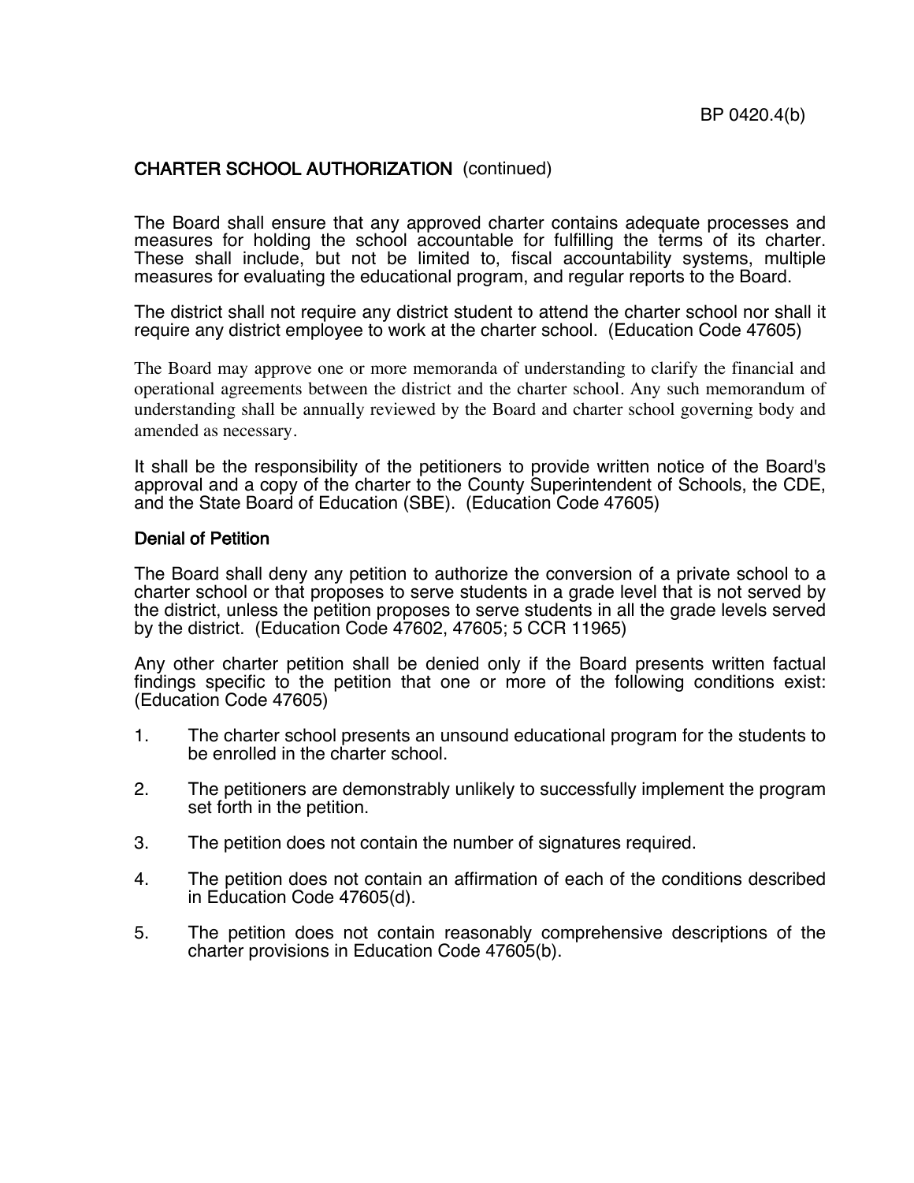## CHARTER SCHOOL AUTHORIZATION (continued)

The Board shall ensure that any approved charter contains adequate processes and measures for holding the school accountable for fulfilling the terms of its charter. These shall include, but not be limited to, fiscal accountability systems, multiple measures for evaluating the educational program, and regular reports to the Board.

The district shall not require any district student to attend the charter school nor shall it require any district employee to work at the charter school. (Education Code 47605)

The Board may approve one or more memoranda of understanding to clarify the financial and operational agreements between the district and the charter school. Any such memorandum of understanding shall be annually reviewed by the Board and charter school governing body and amended as necessary.

It shall be the responsibility of the petitioners to provide written notice of the Board's approval and a copy of the charter to the County Superintendent of Schools, the CDE, and the State Board of Education (SBE). (Education Code 47605)

### Denial of Petition

The Board shall deny any petition to authorize the conversion of a private school to a charter school or that proposes to serve students in a grade level that is not served by the district, unless the petition proposes to serve students in all the grade levels served by the district. (Education Code 47602, 47605; 5 CCR 11965)

Any other charter petition shall be denied only if the Board presents written factual findings specific to the petition that one or more of the following conditions exist: (Education Code 47605)

1. The charter school presents an unsound educational program for the students to be enrolled in the charter school.

2. The petitioners are demonstrably unlikely to successfully implement the program set forth in the petition.

3. The petition does not contain the number of signatures required.

4. The petition does not contain an affirmation of each of the conditions described in Education Code 47605(d).

5. The petition does not contain reasonably comprehensive descriptions of the charter provisions in Education Code 47605(b).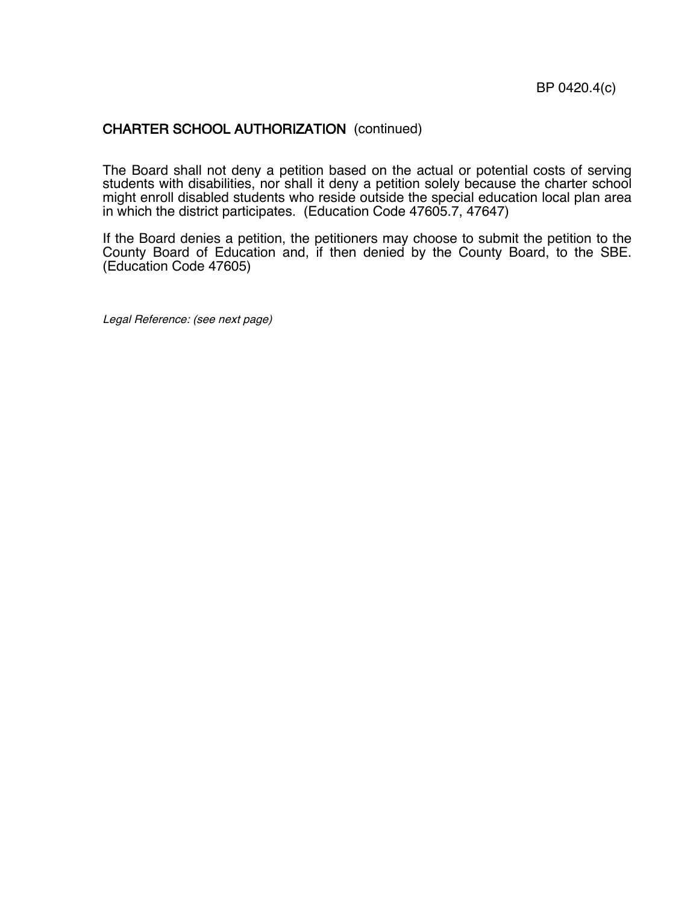## CHARTER SCHOOL AUTHORIZATION (continued)

The Board shall not deny a petition based on the actual or potential costs of serving students with disabilities, nor shall it deny a petition solely because the charter school might enroll disabled students who reside outside the special education local plan area in which the district participates. (Education Code 47605.7, 47647)

If the Board denies a petition, the petitioners may choose to submit the petition to the County Board of Education and, if then denied by the County Board, to the SBE. (Education Code 47605)

*Legal Reference: (see next page)*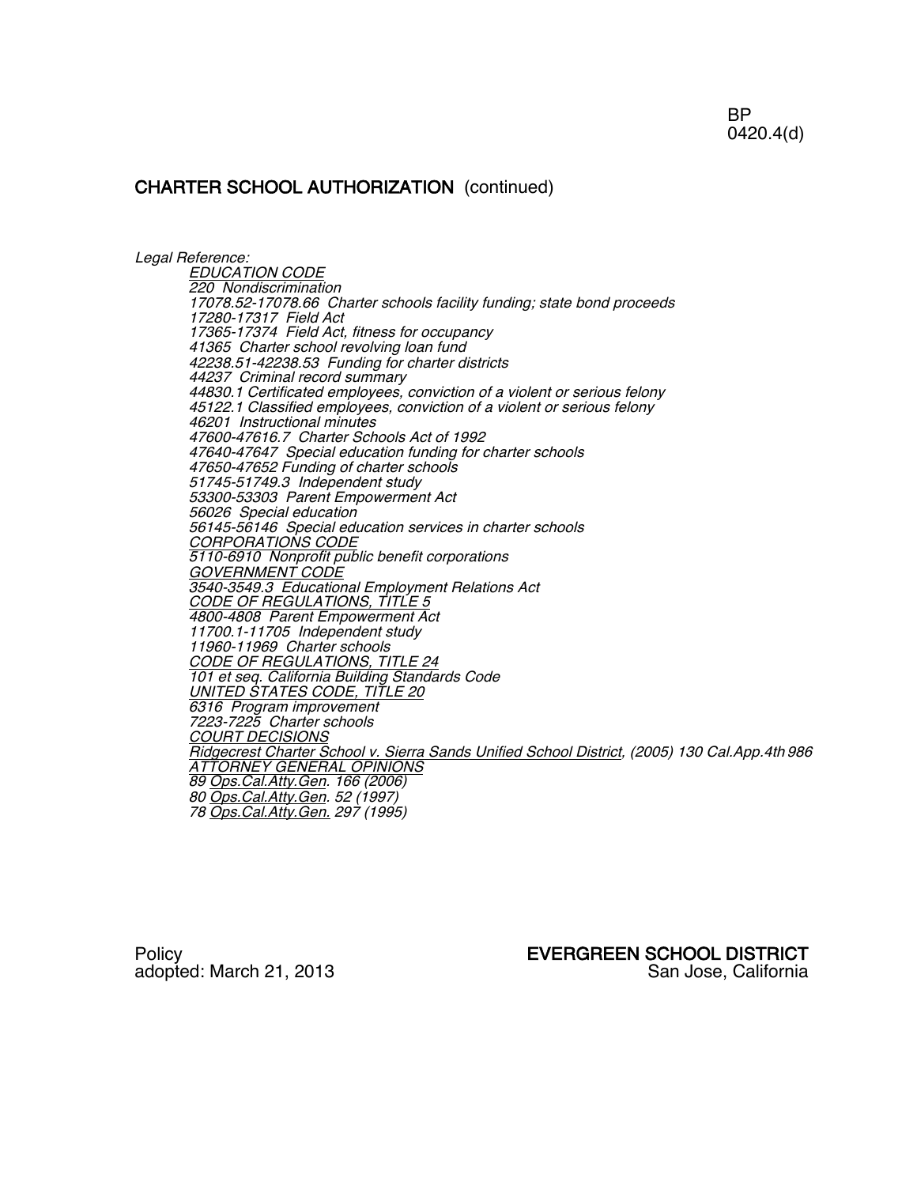## CHARTER SCHOOL AUTHORIZATION (continued)

*Legal Reference:*

*EDUCATION CODE*
*220 Nondiscrimination*
*17078.52-17078.66 Charter schools facility funding; state bond proceeds*
*17280-17317 Field Act*
*17365-17374 Field Act, fitness for occupancy*
*41365 Charter school revolving loan fund*
*42238.51-42238.53 Funding for charter districts*
*44237 Criminal record summary*
*44830.1 Certificated employees, conviction of a violent or serious felony*
*45122.1 Classified employees, conviction of a violent or serious felony*
*46201 Instructional minutes*
*47600-47616.7 Charter Schools Act of 1992*
*47640-47647 Special education funding for charter schools*
*47650-47652 Funding of charter schools*
*51745-51749.3 Independent study*
*53300-53303 Parent Empowerment Act*
*56026 Special education*
*56145-56146 Special education services in charter schools*

*CORPORATIONS CODE*
*5110-6910 Nonprofit public benefit corporations*

*GOVERNMENT CODE*
*3540-3549.3 Educational Employment Relations Act*

*CODE OF REGULATIONS, TITLE 5*
*4800-4808 Parent Empowerment Act*
*11700.1-11705 Independent study*
*11960-11969 Charter schools*

*CODE OF REGULATIONS, TITLE 24*
*101 et seq. California Building Standards Code*

*UNITED STATES CODE, TITLE 20*
*6316 Program improvement*
*7223-7225 Charter schools*

*COURT DECISIONS*
*Ridgecrest Charter School v. Sierra Sands Unified School District, (2005) 130 Cal.App.4th 986*

*ATTORNEY GENERAL OPINIONS*
*89 Ops.Cal.Atty.Gen. 166 (2006)*
*80 Ops.Cal.Atty.Gen. 52 (1997)*
*78 Ops.Cal.Atty.Gen. 297 (1995)*

Policy
adopted: March 21, 2013

**EVERGREEN SCHOOL DISTRICT**
San Jose, California